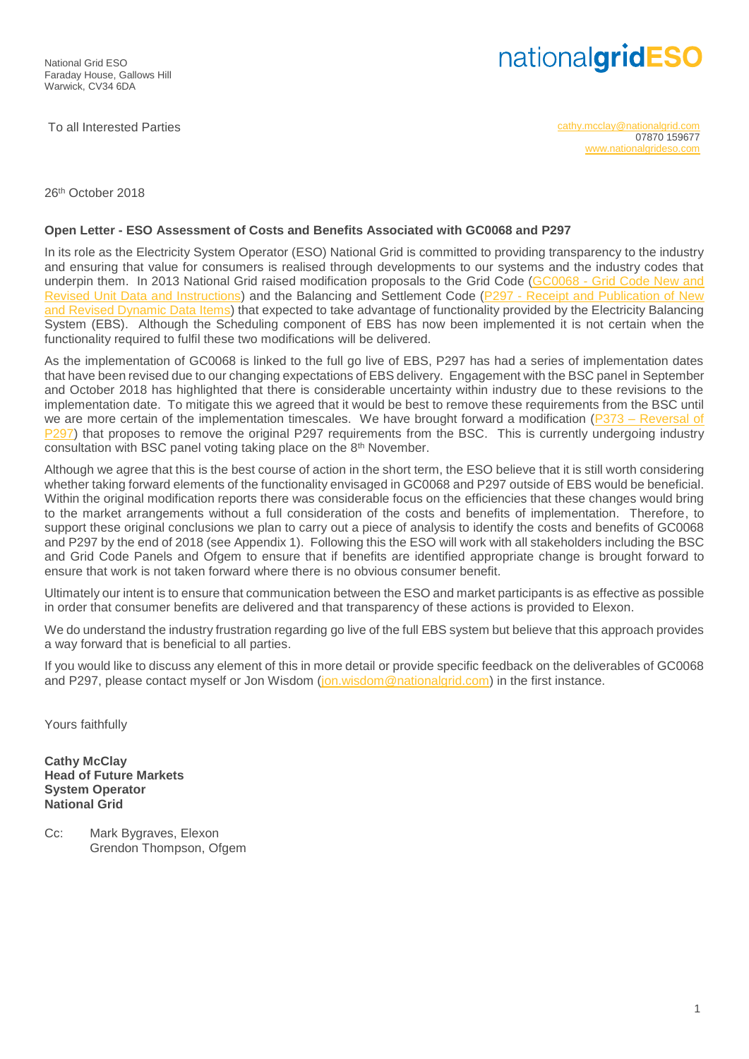National Grid ESO
Faraday House, Gallows Hill
Warwick, CV34 6DA

**nationalgridESO**

To all Interested Parties

cathy.mcclay@nationalgrid.com
07870 159677
www.nationalgrideso.com

26th October 2018

**Open Letter - ESO Assessment of Costs and Benefits Associated with GC0068 and P297**

In its role as the Electricity System Operator (ESO) National Grid is committed to providing transparency to the industry and ensuring that value for consumers is realised through developments to our systems and the industry codes that underpin them. In 2013 National Grid raised modification proposals to the Grid Code (GC0068 - Grid Code New and Revised Unit Data and Instructions) and the Balancing and Settlement Code (P297 - Receipt and Publication of New and Revised Dynamic Data Items) that expected to take advantage of functionality provided by the Electricity Balancing System (EBS). Although the Scheduling component of EBS has now been implemented it is not certain when the functionality required to fulfil these two modifications will be delivered.

As the implementation of GC0068 is linked to the full go live of EBS, P297 has had a series of implementation dates that have been revised due to our changing expectations of EBS delivery. Engagement with the BSC panel in September and October 2018 has highlighted that there is considerable uncertainty within industry due to these revisions to the implementation date. To mitigate this we agreed that it would be best to remove these requirements from the BSC until we are more certain of the implementation timescales. We have brought forward a modification (P373 – Reversal of P297) that proposes to remove the original P297 requirements from the BSC. This is currently undergoing industry consultation with BSC panel voting taking place on the 8th November.

Although we agree that this is the best course of action in the short term, the ESO believe that it is still worth considering whether taking forward elements of the functionality envisaged in GC0068 and P297 outside of EBS would be beneficial. Within the original modification reports there was considerable focus on the efficiencies that these changes would bring to the market arrangements without a full consideration of the costs and benefits of implementation. Therefore, to support these original conclusions we plan to carry out a piece of analysis to identify the costs and benefits of GC0068 and P297 by the end of 2018 (see Appendix 1). Following this the ESO will work with all stakeholders including the BSC and Grid Code Panels and Ofgem to ensure that if benefits are identified appropriate change is brought forward to ensure that work is not taken forward where there is no obvious consumer benefit.

Ultimately our intent is to ensure that communication between the ESO and market participants is as effective as possible in order that consumer benefits are delivered and that transparency of these actions is provided to Elexon.

We do understand the industry frustration regarding go live of the full EBS system but believe that this approach provides a way forward that is beneficial to all parties.

If you would like to discuss any element of this in more detail or provide specific feedback on the deliverables of GC0068 and P297, please contact myself or Jon Wisdom (jon.wisdom@nationalgrid.com) in the first instance.

Yours faithfully

**Cathy McClay**
**Head of Future Markets**
**System Operator**
**National Grid**

Cc: Mark Bygraves, Elexon
Grendon Thompson, Ofgem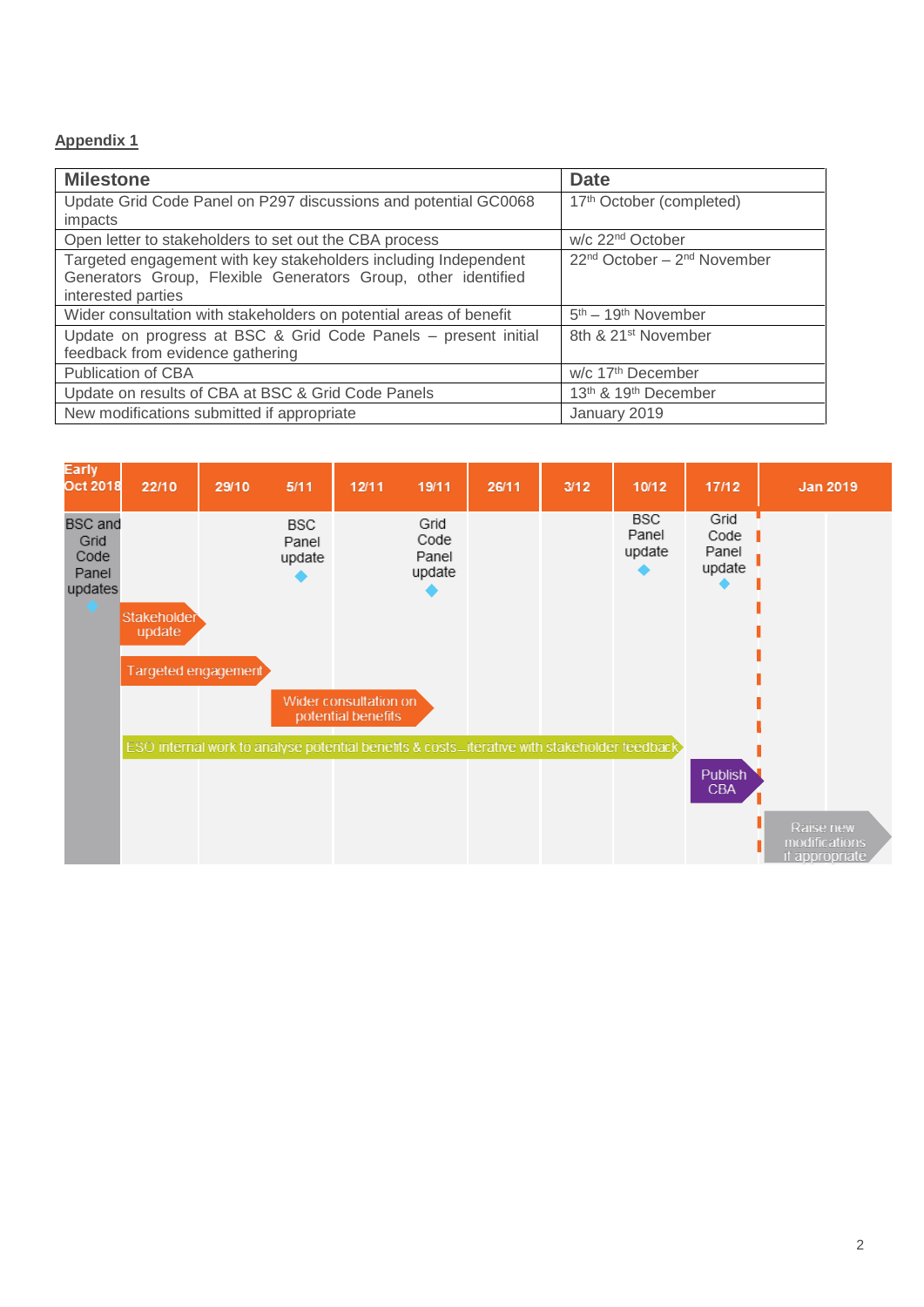**Appendix 1**

| Milestone | Date |
| --- | --- |
| Update Grid Code Panel on P297 discussions and potential GC0068 impacts | 17th October (completed) |
| Open letter to stakeholders to set out the CBA process | w/c 22nd October |
| Targeted engagement with key stakeholders including Independent Generators Group, Flexible Generators Group, other identified interested parties | 22nd October – 2nd November |
| Wider consultation with stakeholders on potential areas of benefit | 5th – 19th November |
| Update on progress at BSC & Grid Code Panels – present initial feedback from evidence gathering | 8th & 21st November |
| Publication of CBA | w/c 17th December |
| Update on results of CBA at BSC & Grid Code Panels | 13th & 19th December |
| New modifications submitted if appropriate | January 2019 |

Early Oct 2018
22/10
29/10
5/11
12/11
19/11
26/11
3/12
10/12
17/12
Jan 2019

BSC and Grid Code Panel updates
BSC Panel update
Grid Code Panel update
BSC Panel update
Grid Code Panel update
Stakeholder update
Targeted engagement
Wider consultation on potential benefits
ESO internal work to analyse potential benefits & costs – iterative with stakeholder feedback
Publish CBA
Raise new modifications if appropriate